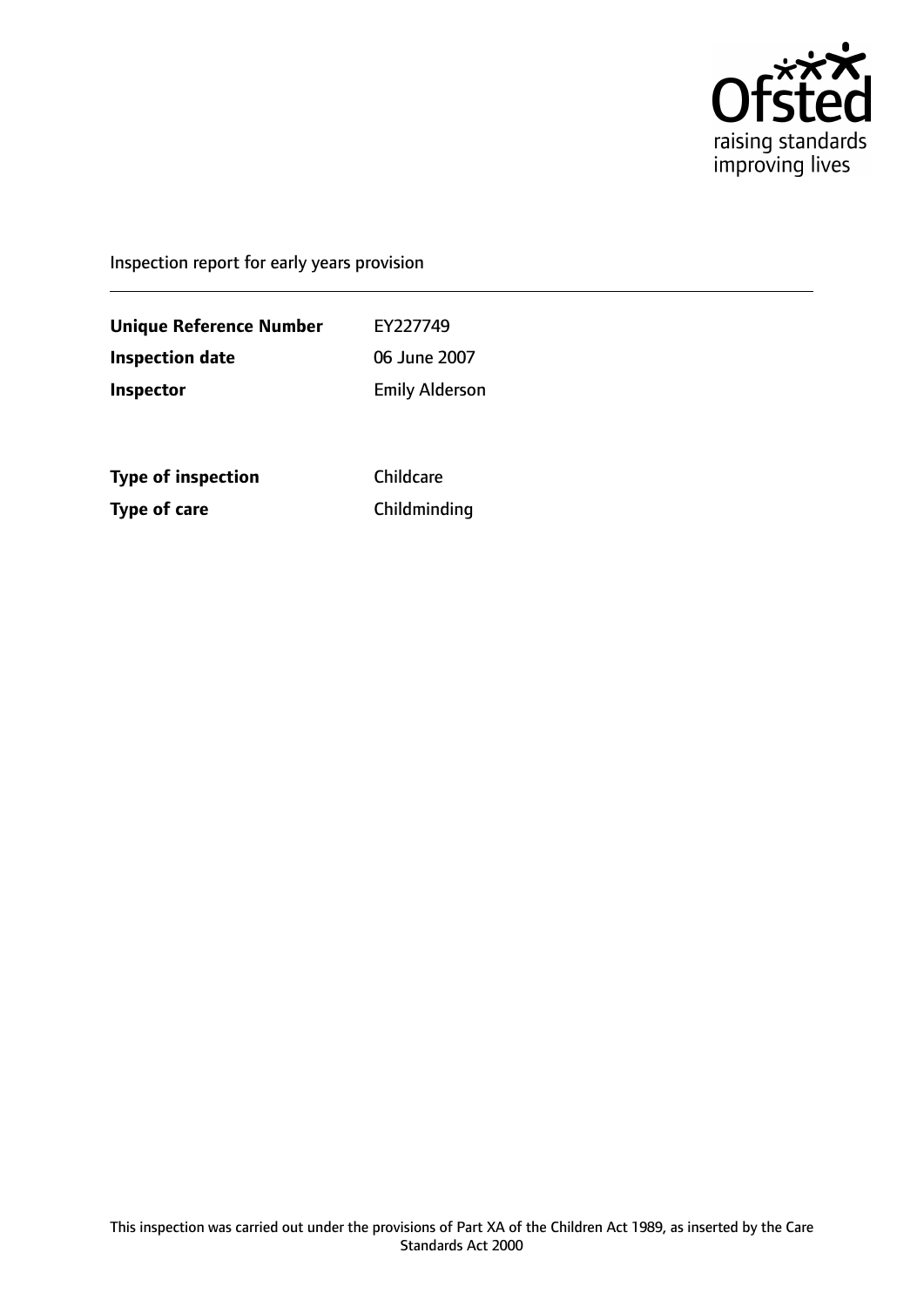Ofsted
raising standards
improving lives

Inspection report for early years provision

| | |
|---|---|
| **Unique Reference Number** | EY227749 |
| **Inspection date** | 06 June 2007 |
| **Inspector** | Emily Alderson |

| | |
|---|---|
| **Type of inspection** | Childcare |
| **Type of care** | Childminding |

This inspection was carried out under the provisions of Part XA of the Children Act 1989, as inserted by the Care Standards Act 2000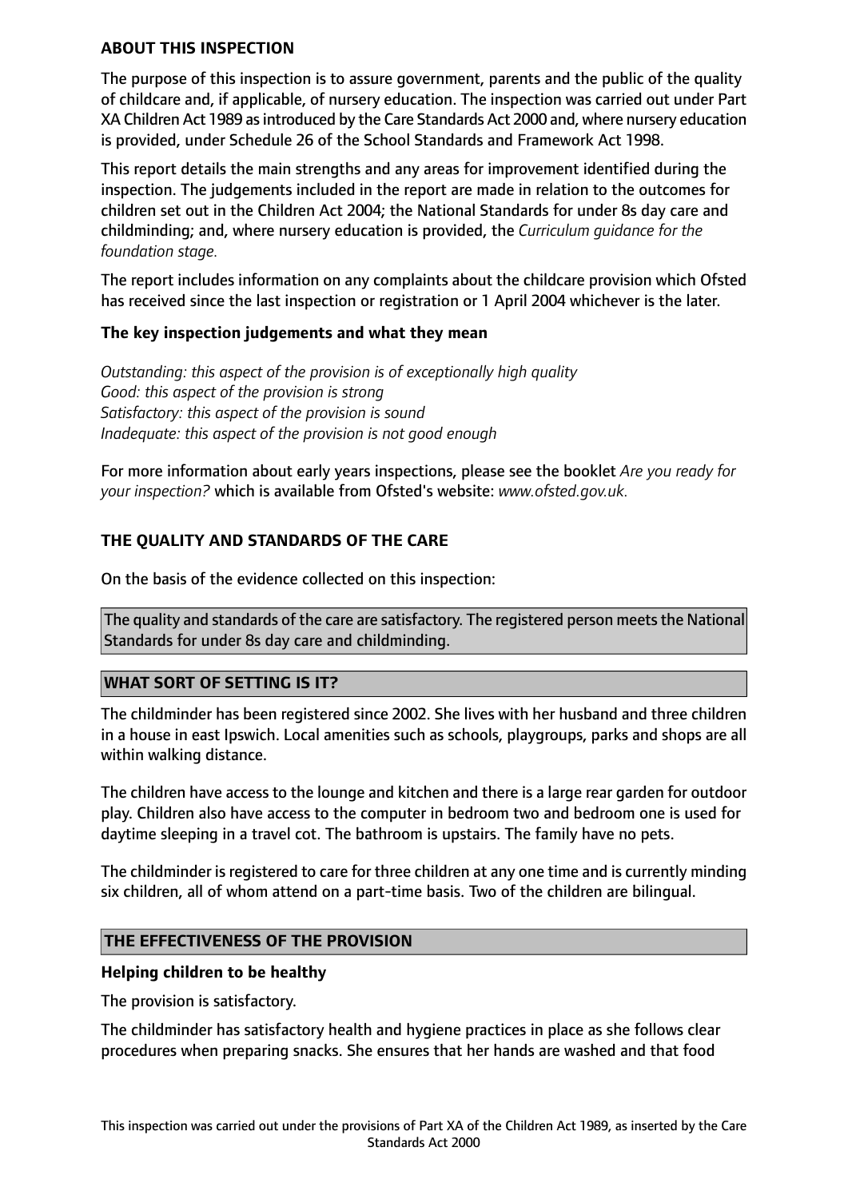## ABOUT THIS INSPECTION

The purpose of this inspection is to assure government, parents and the public of the quality of childcare and, if applicable, of nursery education. The inspection was carried out under Part XA Children Act 1989 as introduced by the Care Standards Act 2000 and, where nursery education is provided, under Schedule 26 of the School Standards and Framework Act 1998.

This report details the main strengths and any areas for improvement identified during the inspection. The judgements included in the report are made in relation to the outcomes for children set out in the Children Act 2004; the National Standards for under 8s day care and childminding; and, where nursery education is provided, the *Curriculum guidance for the foundation stage.*

The report includes information on any complaints about the childcare provision which Ofsted has received since the last inspection or registration or 1 April 2004 whichever is the later.

### The key inspection judgements and what they mean

*Outstanding: this aspect of the provision is of exceptionally high quality*
*Good: this aspect of the provision is strong*
*Satisfactory: this aspect of the provision is sound*
*Inadequate: this aspect of the provision is not good enough*

For more information about early years inspections, please see the booklet *Are you ready for your inspection?* which is available from Ofsted's website: *www.ofsted.gov.uk.*

## THE QUALITY AND STANDARDS OF THE CARE

On the basis of the evidence collected on this inspection:

The quality and standards of the care are satisfactory. The registered person meets the National Standards for under 8s day care and childminding.

## WHAT SORT OF SETTING IS IT?

The childminder has been registered since 2002. She lives with her husband and three children in a house in east Ipswich. Local amenities such as schools, playgroups, parks and shops are all within walking distance.

The children have access to the lounge and kitchen and there is a large rear garden for outdoor play. Children also have access to the computer in bedroom two and bedroom one is used for daytime sleeping in a travel cot. The bathroom is upstairs. The family have no pets.

The childminder is registered to care for three children at any one time and is currently minding six children, all of whom attend on a part-time basis. Two of the children are bilingual.

## THE EFFECTIVENESS OF THE PROVISION

### Helping children to be healthy

The provision is satisfactory.

The childminder has satisfactory health and hygiene practices in place as she follows clear procedures when preparing snacks. She ensures that her hands are washed and that food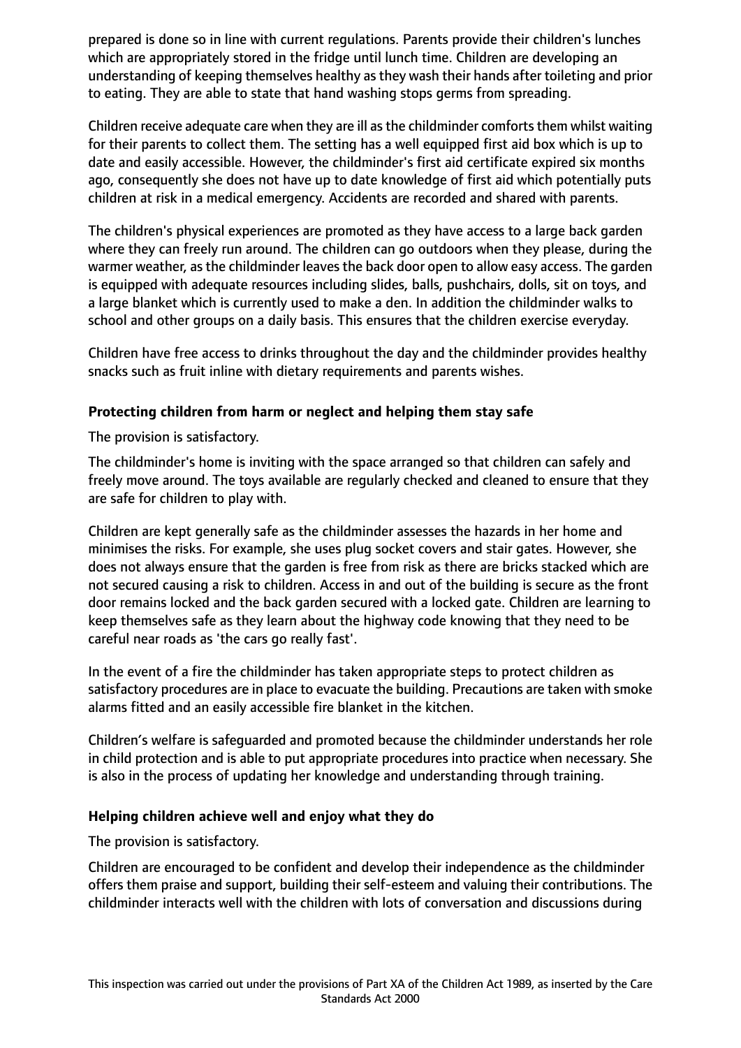prepared is done so in line with current regulations. Parents provide their children's lunches which are appropriately stored in the fridge until lunch time. Children are developing an understanding of keeping themselves healthy as they wash their hands after toileting and prior to eating. They are able to state that hand washing stops germs from spreading.

Children receive adequate care when they are ill as the childminder comforts them whilst waiting for their parents to collect them. The setting has a well equipped first aid box which is up to date and easily accessible. However, the childminder's first aid certificate expired six months ago, consequently she does not have up to date knowledge of first aid which potentially puts children at risk in a medical emergency. Accidents are recorded and shared with parents.

The children's physical experiences are promoted as they have access to a large back garden where they can freely run around. The children can go outdoors when they please, during the warmer weather, as the childminder leaves the back door open to allow easy access. The garden is equipped with adequate resources including slides, balls, pushchairs, dolls, sit on toys, and a large blanket which is currently used to make a den. In addition the childminder walks to school and other groups on a daily basis. This ensures that the children exercise everyday.

Children have free access to drinks throughout the day and the childminder provides healthy snacks such as fruit inline with dietary requirements and parents wishes.

**Protecting children from harm or neglect and helping them stay safe**

The provision is satisfactory.

The childminder's home is inviting with the space arranged so that children can safely and freely move around. The toys available are regularly checked and cleaned to ensure that they are safe for children to play with.

Children are kept generally safe as the childminder assesses the hazards in her home and minimises the risks. For example, she uses plug socket covers and stair gates. However, she does not always ensure that the garden is free from risk as there are bricks stacked which are not secured causing a risk to children. Access in and out of the building is secure as the front door remains locked and the back garden secured with a locked gate. Children are learning to keep themselves safe as they learn about the highway code knowing that they need to be careful near roads as 'the cars go really fast'.

In the event of a fire the childminder has taken appropriate steps to protect children as satisfactory procedures are in place to evacuate the building. Precautions are taken with smoke alarms fitted and an easily accessible fire blanket in the kitchen.

Children's welfare is safeguarded and promoted because the childminder understands her role in child protection and is able to put appropriate procedures into practice when necessary. She is also in the process of updating her knowledge and understanding through training.

**Helping children achieve well and enjoy what they do**

The provision is satisfactory.

Children are encouraged to be confident and develop their independence as the childminder offers them praise and support, building their self-esteem and valuing their contributions. The childminder interacts well with the children with lots of conversation and discussions during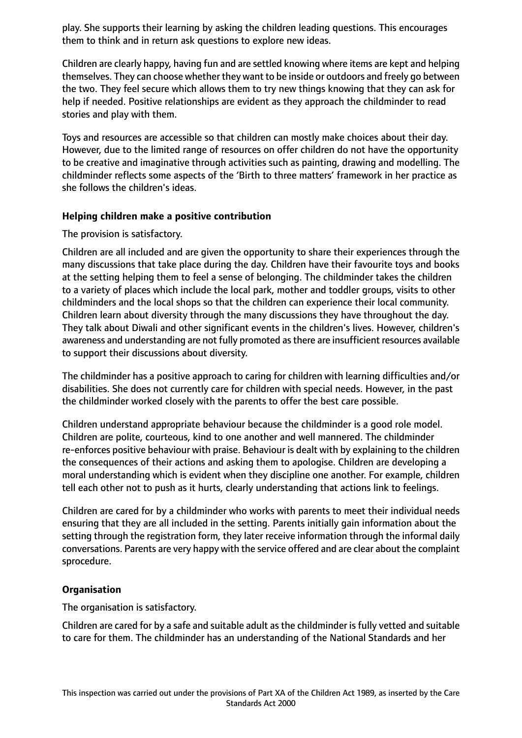play. She supports their learning by asking the children leading questions. This encourages them to think and in return ask questions to explore new ideas.

Children are clearly happy, having fun and are settled knowing where items are kept and helping themselves. They can choose whether they want to be inside or outdoors and freely go between the two. They feel secure which allows them to try new things knowing that they can ask for help if needed. Positive relationships are evident as they approach the childminder to read stories and play with them.

Toys and resources are accessible so that children can mostly make choices about their day. However, due to the limited range of resources on offer children do not have the opportunity to be creative and imaginative through activities such as painting, drawing and modelling. The childminder reflects some aspects of the 'Birth to three matters' framework in her practice as she follows the children's ideas.

**Helping children make a positive contribution**

The provision is satisfactory.

Children are all included and are given the opportunity to share their experiences through the many discussions that take place during the day. Children have their favourite toys and books at the setting helping them to feel a sense of belonging. The childminder takes the children to a variety of places which include the local park, mother and toddler groups, visits to other childminders and the local shops so that the children can experience their local community. Children learn about diversity through the many discussions they have throughout the day. They talk about Diwali and other significant events in the children's lives. However, children's awareness and understanding are not fully promoted as there are insufficient resources available to support their discussions about diversity.

The childminder has a positive approach to caring for children with learning difficulties and/or disabilities. She does not currently care for children with special needs. However, in the past the childminder worked closely with the parents to offer the best care possible.

Children understand appropriate behaviour because the childminder is a good role model. Children are polite, courteous, kind to one another and well mannered. The childminder re-enforces positive behaviour with praise. Behaviour is dealt with by explaining to the children the consequences of their actions and asking them to apologise. Children are developing a moral understanding which is evident when they discipline one another. For example, children tell each other not to push as it hurts, clearly understanding that actions link to feelings.

Children are cared for by a childminder who works with parents to meet their individual needs ensuring that they are all included in the setting. Parents initially gain information about the setting through the registration form, they later receive information through the informal daily conversations. Parents are very happy with the service offered and are clear about the complaint sprocedure.

**Organisation**

The organisation is satisfactory.

Children are cared for by a safe and suitable adult as the childminder is fully vetted and suitable to care for them. The childminder has an understanding of the National Standards and her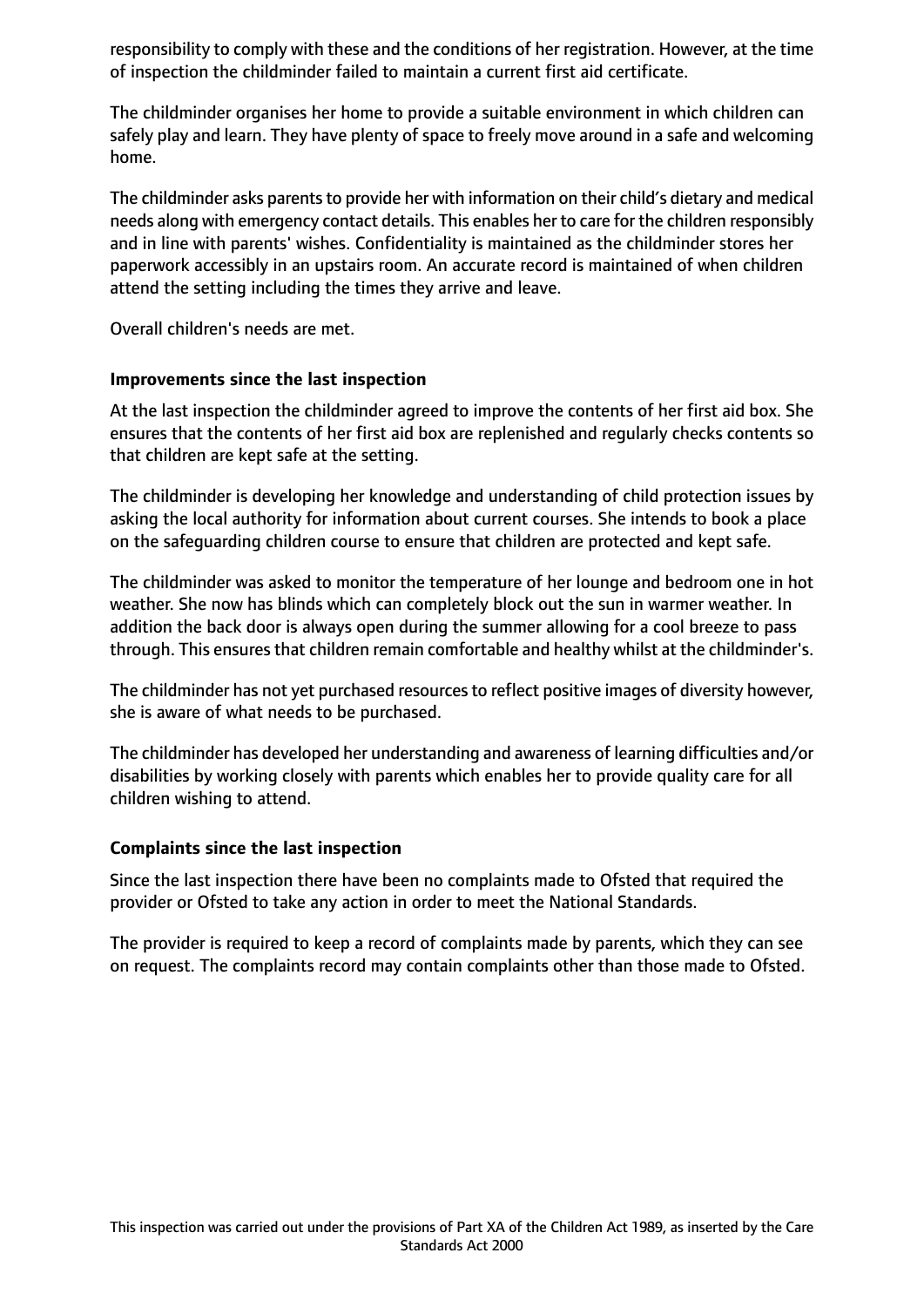responsibility to comply with these and the conditions of her registration. However, at the time of inspection the childminder failed to maintain a current first aid certificate.

The childminder organises her home to provide a suitable environment in which children can safely play and learn. They have plenty of space to freely move around in a safe and welcoming home.

The childminder asks parents to provide her with information on their child's dietary and medical needs along with emergency contact details. This enables her to care for the children responsibly and in line with parents' wishes. Confidentiality is maintained as the childminder stores her paperwork accessibly in an upstairs room. An accurate record is maintained of when children attend the setting including the times they arrive and leave.

Overall children's needs are met.

**Improvements since the last inspection**

At the last inspection the childminder agreed to improve the contents of her first aid box. She ensures that the contents of her first aid box are replenished and regularly checks contents so that children are kept safe at the setting.

The childminder is developing her knowledge and understanding of child protection issues by asking the local authority for information about current courses. She intends to book a place on the safeguarding children course to ensure that children are protected and kept safe.

The childminder was asked to monitor the temperature of her lounge and bedroom one in hot weather. She now has blinds which can completely block out the sun in warmer weather. In addition the back door is always open during the summer allowing for a cool breeze to pass through. This ensures that children remain comfortable and healthy whilst at the childminder's.

The childminder has not yet purchased resources to reflect positive images of diversity however, she is aware of what needs to be purchased.

The childminder has developed her understanding and awareness of learning difficulties and/or disabilities by working closely with parents which enables her to provide quality care for all children wishing to attend.

**Complaints since the last inspection**

Since the last inspection there have been no complaints made to Ofsted that required the provider or Ofsted to take any action in order to meet the National Standards.

The provider is required to keep a record of complaints made by parents, which they can see on request. The complaints record may contain complaints other than those made to Ofsted.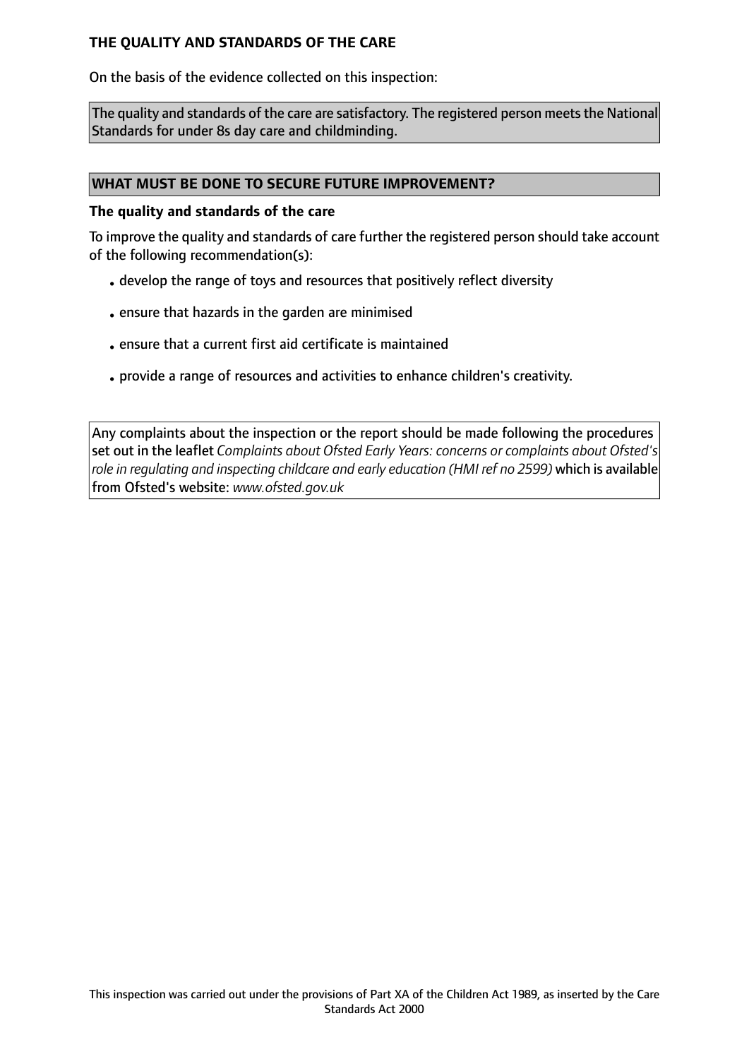## THE QUALITY AND STANDARDS OF THE CARE

On the basis of the evidence collected on this inspection:

The quality and standards of the care are satisfactory. The registered person meets the National Standards for under 8s day care and childminding.

## WHAT MUST BE DONE TO SECURE FUTURE IMPROVEMENT?

### The quality and standards of the care

To improve the quality and standards of care further the registered person should take account of the following recommendation(s):

- develop the range of toys and resources that positively reflect diversity
- ensure that hazards in the garden are minimised
- ensure that a current first aid certificate is maintained
- provide a range of resources and activities to enhance children's creativity.

Any complaints about the inspection or the report should be made following the procedures set out in the leaflet *Complaints about Ofsted Early Years: concerns or complaints about Ofsted's role in regulating and inspecting childcare and early education (HMI ref no 2599)* which is available from Ofsted's website: *www.ofsted.gov.uk*

This inspection was carried out under the provisions of Part XA of the Children Act 1989, as inserted by the Care Standards Act 2000